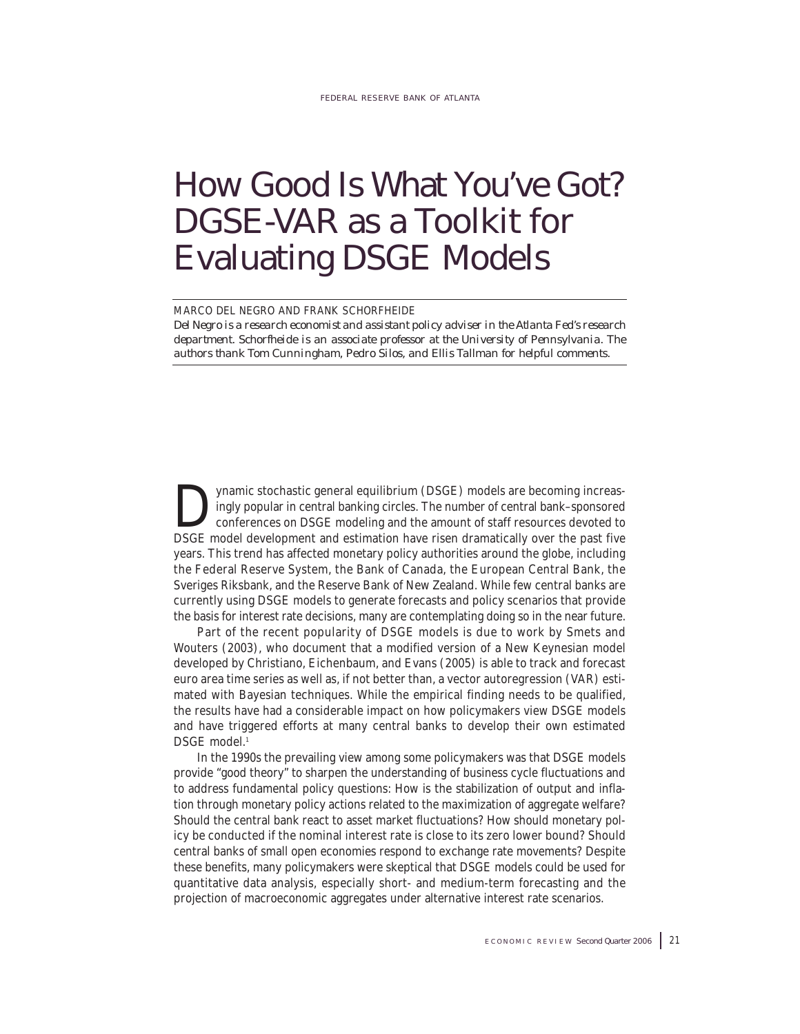# How Good Is What You've Got? DGSE-VAR as a Toolkit for Evaluating DSGE Models

MARCO DEL NEGRO AND FRANK SCHORFHEIDE

*Del Negro is a research economist and assistant policy adviser in the Atlanta Fed's research department. Schorfheide is an associate professor at the University of Pennsylvania. The authors thank Tom Cunningham, Pedro Silos, and Ellis Tallman for helpful comments.*

Dynamic stochastic general equilibrium (DSGE) models are becoming increasingly popular in central banking circles. The number of central bank–sponsored conferences on DSGE modeling and the amount of staff resources devoted to DSGE model development and estimation have risen dramatically over the past five years. This trend has affected monetary policy authorities around the globe, including the Federal Reserve System, the Bank of Canada, the European Central Bank, the Sveriges Riksbank, and the Reserve Bank of New Zealand. While few central banks are currently using DSGE models to generate forecasts and policy scenarios that provide the basis for interest rate decisions, many are contemplating doing so in the near future.

Part of the recent popularity of DSGE models is due to work by Smets and Wouters (2003), who document that a modified version of a New Keynesian model developed by Christiano, Eichenbaum, and Evans (2005) is able to track and forecast euro area time series as well as, if not better than, a vector autoregression (VAR) estimated with Bayesian techniques. While the empirical finding needs to be qualified, the results have had a considerable impact on how policymakers view DSGE models and have triggered efforts at many central banks to develop their own estimated DSGE model.[1]

In the 1990s the prevailing view among some policymakers was that DSGE models provide "good theory" to sharpen the understanding of business cycle fluctuations and to address fundamental policy questions: How is the stabilization of output and inflation through monetary policy actions related to the maximization of aggregate welfare? Should the central bank react to asset market fluctuations? How should monetary policy be conducted if the nominal interest rate is close to its zero lower bound? Should central banks of small open economies respond to exchange rate movements? Despite these benefits, many policymakers were skeptical that DSGE models could be used for quantitative data analysis, especially short- and medium-term forecasting and the projection of macroeconomic aggregates under alternative interest rate scenarios.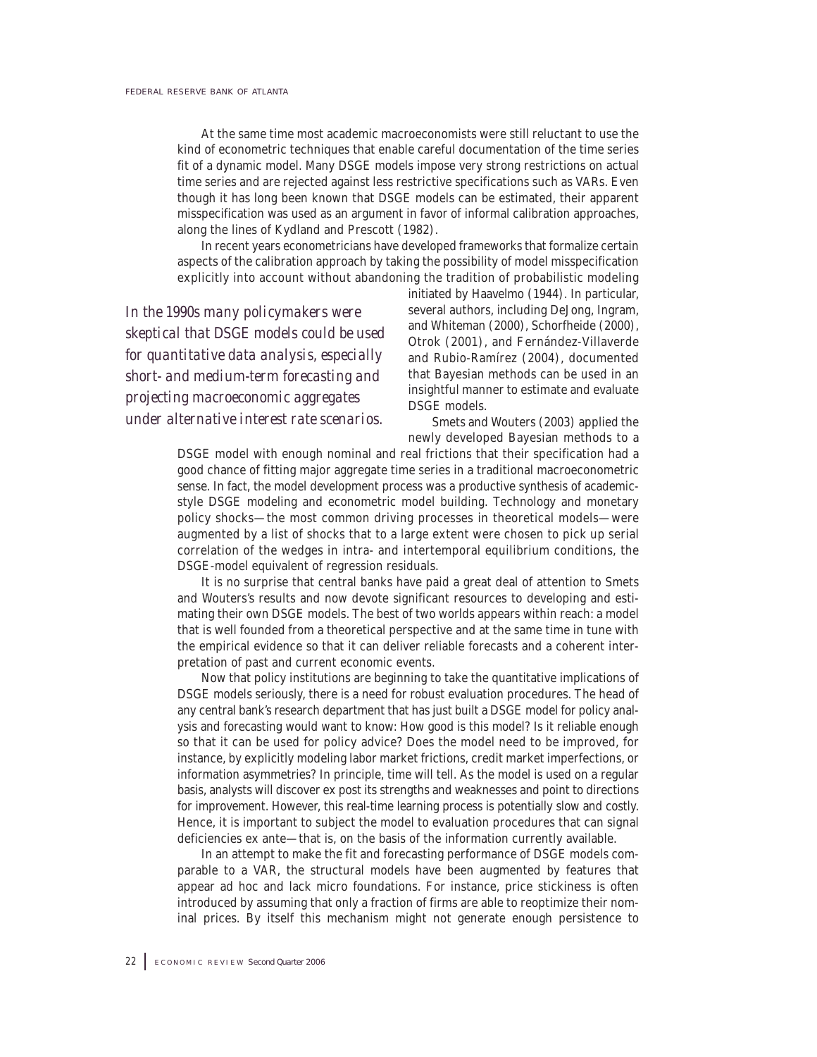At the same time most academic macroeconomists were still reluctant to use the kind of econometric techniques that enable careful documentation of the time series fit of a dynamic model. Many DSGE models impose very strong restrictions on actual time series and are rejected against less restrictive specifications such as VARs. Even though it has long been known that DSGE models can be estimated, their apparent misspecification was used as an argument in favor of informal calibration approaches, along the lines of Kydland and Prescott (1982).

In recent years econometricians have developed frameworks that formalize certain aspects of the calibration approach by taking the possibility of model misspecification explicitly into account without abandoning the tradition of probabilistic modeling initiated by Haavelmo (1944). In particular, several authors, including DeJong, Ingram, and Whiteman (2000), Schorfheide (2000), Otrok (2001), and Fernández-Villaverde and Rubio-Ramírez (2004), documented that Bayesian methods can be used in an insightful manner to estimate and evaluate DSGE models.

*In the 1990s many policymakers were skeptical that DSGE models could be used for quantitative data analysis, especially short- and medium-term forecasting and projecting macroeconomic aggregates under alternative interest rate scenarios.*

Smets and Wouters (2003) applied the newly developed Bayesian methods to a DSGE model with enough nominal and real frictions that their specification had a good chance of fitting major aggregate time series in a traditional macroeconometric sense. In fact, the model development process was a productive synthesis of academic-style DSGE modeling and econometric model building. Technology and monetary policy shocks—the most common driving processes in theoretical models—were augmented by a list of shocks that to a large extent were chosen to pick up serial correlation of the wedges in intra- and intertemporal equilibrium conditions, the DSGE-model equivalent of regression residuals.

It is no surprise that central banks have paid a great deal of attention to Smets and Wouters's results and now devote significant resources to developing and estimating their own DSGE models. The best of two worlds appears within reach: a model that is well founded from a theoretical perspective and at the same time in tune with the empirical evidence so that it can deliver reliable forecasts and a coherent interpretation of past and current economic events.

Now that policy institutions are beginning to take the quantitative implications of DSGE models seriously, there is a need for robust evaluation procedures. The head of any central bank's research department that has just built a DSGE model for policy analysis and forecasting would want to know: How good is this model? Is it reliable enough so that it can be used for policy advice? Does the model need to be improved, for instance, by explicitly modeling labor market frictions, credit market imperfections, or information asymmetries? In principle, time will tell. As the model is used on a regular basis, analysts will discover ex post its strengths and weaknesses and point to directions for improvement. However, this real-time learning process is potentially slow and costly. Hence, it is important to subject the model to evaluation procedures that can signal deficiencies ex ante—that is, on the basis of the information currently available.

In an attempt to make the fit and forecasting performance of DSGE models comparable to a VAR, the structural models have been augmented by features that appear ad hoc and lack micro foundations. For instance, price stickiness is often introduced by assuming that only a fraction of firms are able to reoptimize their nominal prices. By itself this mechanism might not generate enough persistence to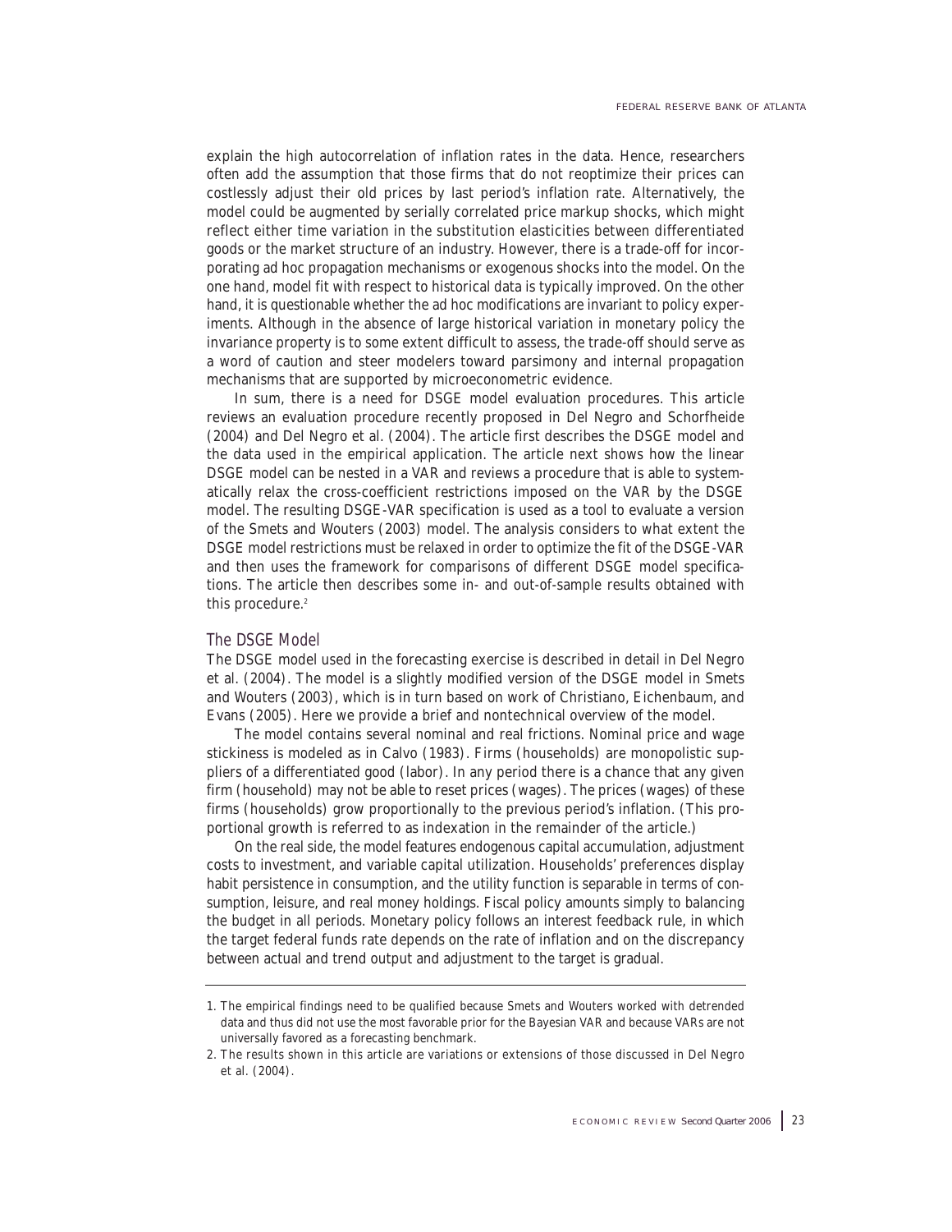explain the high autocorrelation of inflation rates in the data. Hence, researchers often add the assumption that those firms that do not reoptimize their prices can costlessly adjust their old prices by last period's inflation rate. Alternatively, the model could be augmented by serially correlated price markup shocks, which might reflect either time variation in the substitution elasticities between differentiated goods or the market structure of an industry. However, there is a trade-off for incorporating ad hoc propagation mechanisms or exogenous shocks into the model. On the one hand, model fit with respect to historical data is typically improved. On the other hand, it is questionable whether the ad hoc modifications are invariant to policy experiments. Although in the absence of large historical variation in monetary policy the invariance property is to some extent difficult to assess, the trade-off should serve as a word of caution and steer modelers toward parsimony and internal propagation mechanisms that are supported by microeconometric evidence.

In sum, there is a need for DSGE model evaluation procedures. This article reviews an evaluation procedure recently proposed in Del Negro and Schorfheide (2004) and Del Negro et al. (2004). The article first describes the DSGE model and the data used in the empirical application. The article next shows how the linear DSGE model can be nested in a VAR and reviews a procedure that is able to systematically relax the cross-coefficient restrictions imposed on the VAR by the DSGE model. The resulting DSGE-VAR specification is used as a tool to evaluate a version of the Smets and Wouters (2003) model. The analysis considers to what extent the DSGE model restrictions must be relaxed in order to optimize the fit of the DSGE-VAR and then uses the framework for comparisons of different DSGE model specifications. The article then describes some in- and out-of-sample results obtained with this procedure.[2]

## The DSGE Model

The DSGE model used in the forecasting exercise is described in detail in Del Negro et al. (2004). The model is a slightly modified version of the DSGE model in Smets and Wouters (2003), which is in turn based on work of Christiano, Eichenbaum, and Evans (2005). Here we provide a brief and nontechnical overview of the model.

The model contains several nominal and real frictions. Nominal price and wage stickiness is modeled as in Calvo (1983). Firms (households) are monopolistic suppliers of a differentiated good (labor). In any period there is a chance that any given firm (household) may not be able to reset prices (wages). The prices (wages) of these firms (households) grow proportionally to the previous period's inflation. (This proportional growth is referred to as indexation in the remainder of the article.)

On the real side, the model features endogenous capital accumulation, adjustment costs to investment, and variable capital utilization. Households' preferences display habit persistence in consumption, and the utility function is separable in terms of consumption, leisure, and real money holdings. Fiscal policy amounts simply to balancing the budget in all periods. Monetary policy follows an interest feedback rule, in which the target federal funds rate depends on the rate of inflation and on the discrepancy between actual and trend output and adjustment to the target is gradual.

---

1. The empirical findings need to be qualified because Smets and Wouters worked with detrended data and thus did not use the most favorable prior for the Bayesian VAR and because VARs are not universally favored as a forecasting benchmark.

2. The results shown in this article are variations or extensions of those discussed in Del Negro et al. (2004).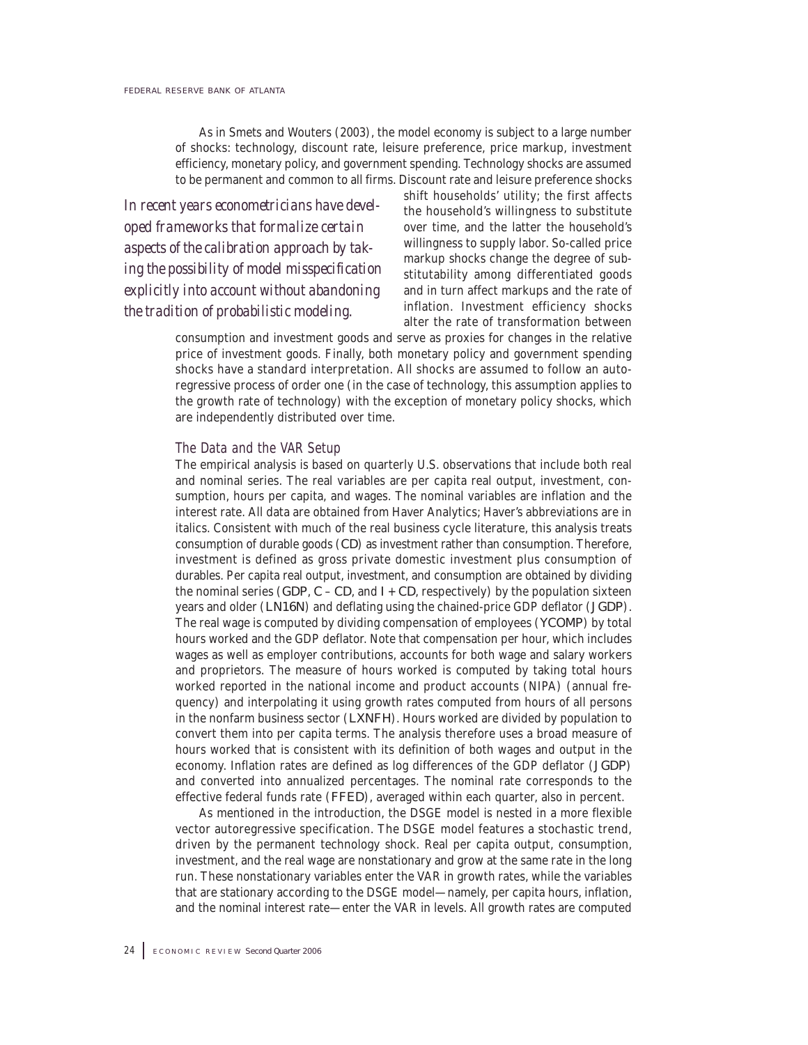As in Smets and Wouters (2003), the model economy is subject to a large number of shocks: technology, discount rate, leisure preference, price markup, investment efficiency, monetary policy, and government spending. Technology shocks are assumed to be permanent and common to all firms. Discount rate and leisure preference shocks shift households' utility; the first affects the household's willingness to substitute over time, and the latter the household's willingness to supply labor. So-called price markup shocks change the degree of substitutability among differentiated goods and in turn affect markups and the rate of inflation. Investment efficiency shocks alter the rate of transformation between consumption and investment goods and serve as proxies for changes in the relative price of investment goods. Finally, both monetary policy and government spending shocks have a standard interpretation. All shocks are assumed to follow an autoregressive process of order one (in the case of technology, this assumption applies to the growth rate of technology) with the exception of monetary policy shocks, which are independently distributed over time.

*In recent years econometricians have developed frameworks that formalize certain aspects of the calibration approach by taking the possibility of model misspecification explicitly into account without abandoning the tradition of probabilistic modeling.*

### *The Data and the VAR Setup*

The empirical analysis is based on quarterly U.S. observations that include both real and nominal series. The real variables are per capita real output, investment, consumption, hours per capita, and wages. The nominal variables are inflation and the interest rate. All data are obtained from Haver Analytics; Haver's abbreviations are in italics. Consistent with much of the real business cycle literature, this analysis treats consumption of durable goods (*CD*) as investment rather than consumption. Therefore, investment is defined as gross private domestic investment plus consumption of durables. Per capita real output, investment, and consumption are obtained by dividing the nominal series (*GDP*, *C – CD*, and *I + CD*, respectively) by the population sixteen years and older (*LN16N*) and deflating using the chained-price GDP deflator (*JGDP*). The real wage is computed by dividing compensation of employees (*YCOMP*) by total hours worked and the GDP deflator. Note that compensation per hour, which includes wages as well as employer contributions, accounts for both wage and salary workers and proprietors. The measure of hours worked is computed by taking total hours worked reported in the national income and product accounts (NIPA) (annual frequency) and interpolating it using growth rates computed from hours of all persons in the nonfarm business sector (*LXNFH*). Hours worked are divided by population to convert them into per capita terms. The analysis therefore uses a broad measure of hours worked that is consistent with its definition of both wages and output in the economy. Inflation rates are defined as log differences of the GDP deflator (*JGDP*) and converted into annualized percentages. The nominal rate corresponds to the effective federal funds rate (*FFED*), averaged within each quarter, also in percent.

As mentioned in the introduction, the DSGE model is nested in a more flexible vector autoregressive specification. The DSGE model features a stochastic trend, driven by the permanent technology shock. Real per capita output, consumption, investment, and the real wage are nonstationary and grow at the same rate in the long run. These nonstationary variables enter the VAR in growth rates, while the variables that are stationary according to the DSGE model—namely, per capita hours, inflation, and the nominal interest rate—enter the VAR in levels. All growth rates are computed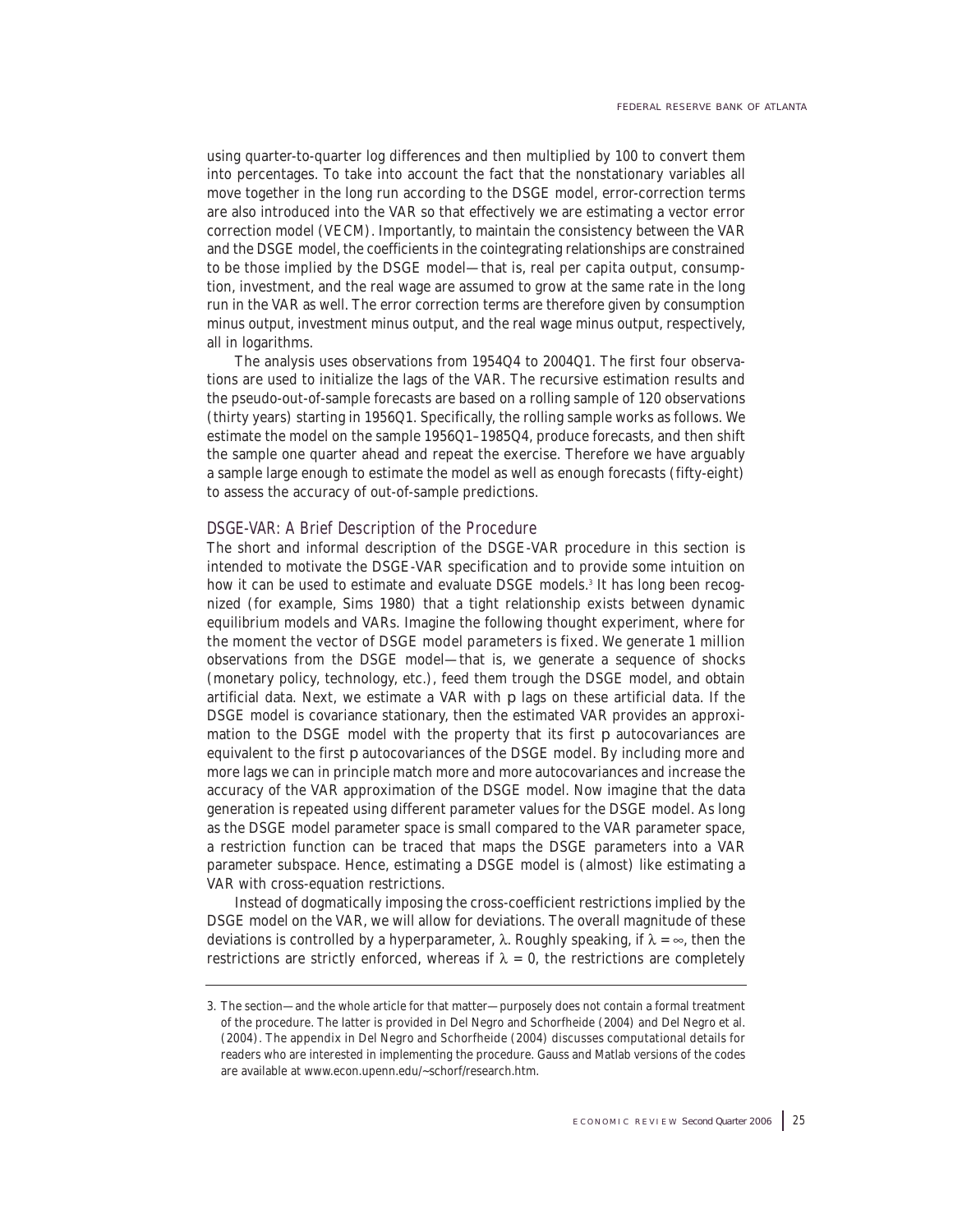using quarter-to-quarter log differences and then multiplied by 100 to convert them into percentages. To take into account the fact that the nonstationary variables all move together in the long run according to the DSGE model, error-correction terms are also introduced into the VAR so that effectively we are estimating a vector error correction model (VECM). Importantly, to maintain the consistency between the VAR and the DSGE model, the coefficients in the cointegrating relationships are constrained to be those implied by the DSGE model—that is, real per capita output, consumption, investment, and the real wage are assumed to grow at the same rate in the long run in the VAR as well. The error correction terms are therefore given by consumption minus output, investment minus output, and the real wage minus output, respectively, all in logarithms.

The analysis uses observations from 1954Q4 to 2004Q1. The first four observations are used to initialize the lags of the VAR. The recursive estimation results and the pseudo-out-of-sample forecasts are based on a rolling sample of 120 observations (thirty years) starting in 1956Q1. Specifically, the rolling sample works as follows. We estimate the model on the sample 1956Q1–1985Q4, produce forecasts, and then shift the sample one quarter ahead and repeat the exercise. Therefore we have arguably a sample large enough to estimate the model as well as enough forecasts (fifty-eight) to assess the accuracy of out-of-sample predictions.

## DSGE-VAR: A Brief Description of the Procedure

The short and informal description of the DSGE-VAR procedure in this section is intended to motivate the DSGE-VAR specification and to provide some intuition on how it can be used to estimate and evaluate DSGE models.[3] It has long been recognized (for example, Sims 1980) that a tight relationship exists between dynamic equilibrium models and VARs. Imagine the following thought experiment, where for the moment the vector of DSGE model parameters is fixed. We generate 1 million observations from the DSGE model—that is, we generate a sequence of shocks (monetary policy, technology, etc.), feed them trough the DSGE model, and obtain artificial data. Next, we estimate a VAR with $p$ lags on these artificial data. If the DSGE model is covariance stationary, then the estimated VAR provides an approximation to the DSGE model with the property that its first $p$ autocovariances are equivalent to the first $p$ autocovariances of the DSGE model. By including more and more lags we can in principle match more and more autocovariances and increase the accuracy of the VAR approximation of the DSGE model. Now imagine that the data generation is repeated using different parameter values for the DSGE model. As long as the DSGE model parameter space is small compared to the VAR parameter space, a restriction function can be traced that maps the DSGE parameters into a VAR parameter subspace. Hence, estimating a DSGE model is (almost) like estimating a VAR with cross-equation restrictions.

Instead of dogmatically imposing the cross-coefficient restrictions implied by the DSGE model on the VAR, we will allow for deviations. The overall magnitude of these deviations is controlled by a hyperparameter, $\lambda$. Roughly speaking, if $\lambda = \infty$, then the restrictions are strictly enforced, whereas if $\lambda = 0$, the restrictions are completely

3. The section—and the whole article for that matter—purposely does not contain a formal treatment of the procedure. The latter is provided in Del Negro and Schorfheide (2004) and Del Negro et al. (2004). The appendix in Del Negro and Schorfheide (2004) discusses computational details for readers who are interested in implementing the procedure. Gauss and Matlab versions of the codes are available at www.econ.upenn.edu/~schorf/research.htm.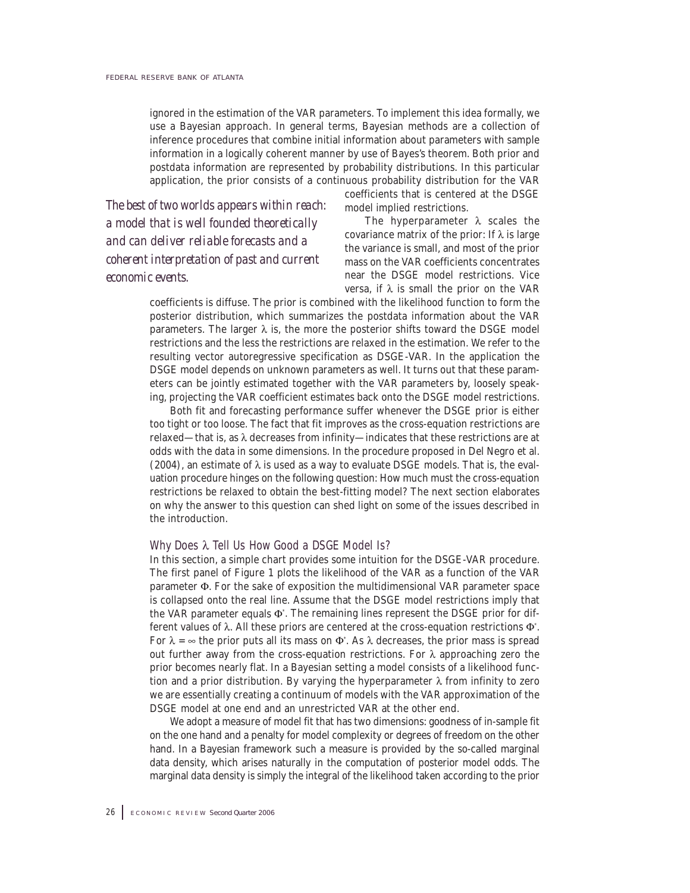ignored in the estimation of the VAR parameters. To implement this idea formally, we use a Bayesian approach. In general terms, Bayesian methods are a collection of inference procedures that combine initial information about parameters with sample information in a logically coherent manner by use of Bayes's theorem. Both prior and postdata information are represented by probability distributions. In this particular application, the prior consists of a continuous probability distribution for the VAR coefficients that is centered at the DSGE model implied restrictions.

*The best of two worlds appears within reach: a model that is well founded theoretically and can deliver reliable forecasts and a coherent interpretation of past and current economic events.*

The hyperparameter $\lambda$ scales the covariance matrix of the prior: If $\lambda$ is large the variance is small, and most of the prior mass on the VAR coefficients concentrates near the DSGE model restrictions. Vice versa, if $\lambda$ is small the prior on the VAR coefficients is diffuse. The prior is combined with the likelihood function to form the posterior distribution, which summarizes the postdata information about the VAR parameters. The larger $\lambda$ is, the more the posterior shifts toward the DSGE model restrictions and the less the restrictions are relaxed in the estimation. We refer to the resulting vector autoregressive specification as DSGE-VAR. In the application the DSGE model depends on unknown parameters as well. It turns out that these parameters can be jointly estimated together with the VAR parameters by, loosely speaking, projecting the VAR coefficient estimates back onto the DSGE model restrictions.

Both fit and forecasting performance suffer whenever the DSGE prior is either too tight or too loose. The fact that fit improves as the cross-equation restrictions are relaxed—that is, as $\lambda$ decreases from infinity—indicates that these restrictions are at odds with the data in some dimensions. In the procedure proposed in Del Negro et al. (2004), an estimate of $\lambda$ is used as a way to evaluate DSGE models. That is, the evaluation procedure hinges on the following question: How much must the cross-equation restrictions be relaxed to obtain the best-fitting model? The next section elaborates on why the answer to this question can shed light on some of the issues described in the introduction.

### Why Does $\lambda$ Tell Us How Good a DSGE Model Is?

In this section, a simple chart provides some intuition for the DSGE-VAR procedure. The first panel of Figure 1 plots the likelihood of the VAR as a function of the VAR parameter $\Phi$. For the sake of exposition the multidimensional VAR parameter space is collapsed onto the real line. Assume that the DSGE model restrictions imply that the VAR parameter equals $\Phi^*$. The remaining lines represent the DSGE prior for different values of $\lambda$. All these priors are centered at the cross-equation restrictions $\Phi^*$. For $\lambda = \infty$ the prior puts all its mass on $\Phi^*$. As $\lambda$ decreases, the prior mass is spread out further away from the cross-equation restrictions. For $\lambda$ approaching zero the prior becomes nearly flat. In a Bayesian setting a model consists of a likelihood function and a prior distribution. By varying the hyperparameter $\lambda$ from infinity to zero we are essentially creating a continuum of models with the VAR approximation of the DSGE model at one end and an unrestricted VAR at the other end.

We adopt a measure of model fit that has two dimensions: goodness of in-sample fit on the one hand and a penalty for model complexity or degrees of freedom on the other hand. In a Bayesian framework such a measure is provided by the so-called marginal data density, which arises naturally in the computation of posterior model odds. The marginal data density is simply the integral of the likelihood taken according to the prior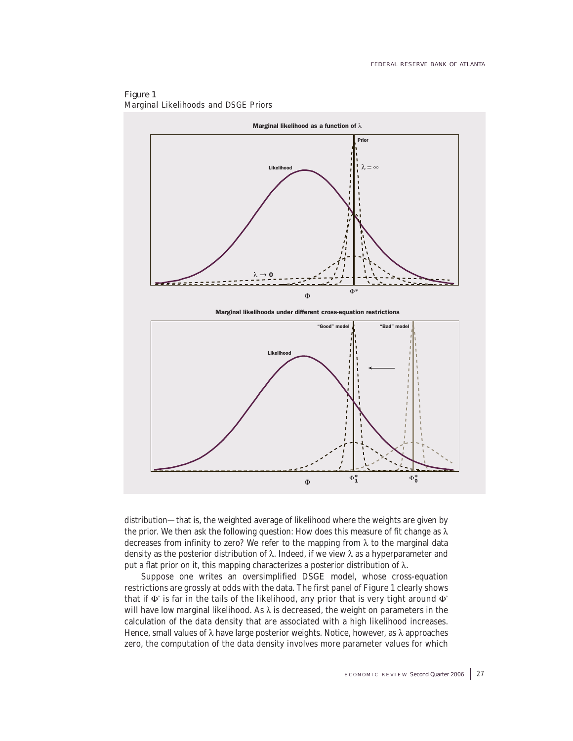Figure 1
Marginal Likelihoods and DSGE Priors

distribution—that is, the weighted average of likelihood where the weights are given by the prior. We then ask the following question: How does this measure of fit change as $\lambda$ decreases from infinity to zero? We refer to the mapping from $\lambda$ to the marginal data density as the posterior distribution of $\lambda$. Indeed, if we view $\lambda$ as a hyperparameter and put a flat prior on it, this mapping characterizes a posterior distribution of $\lambda$.

Suppose one writes an oversimplified DSGE model, whose cross-equation restrictions are grossly at odds with the data. The first panel of Figure 1 clearly shows that if $\Phi^*$ is far in the tails of the likelihood, any prior that is very tight around $\Phi^*$ will have low marginal likelihood. As $\lambda$ is decreased, the weight on parameters in the calculation of the data density that are associated with a high likelihood increases. Hence, small values of $\lambda$ have large posterior weights. Notice, however, as $\lambda$ approaches zero, the computation of the data density involves more parameter values for which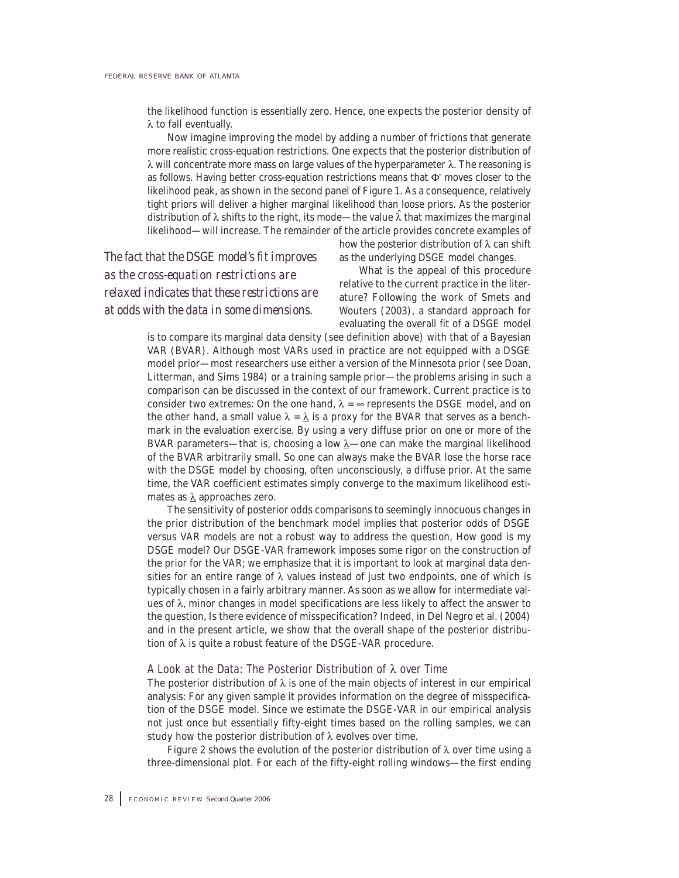the likelihood function is essentially zero. Hence, one expects the posterior density of $\lambda$ to fall eventually.

Now imagine improving the model by adding a number of frictions that generate more realistic cross-equation restrictions. One expects that the posterior distribution of $\lambda$ will concentrate more mass on large values of the hyperparameter $\lambda$. The reasoning is as follows. Having better cross-equation restrictions means that $\Phi^*$ moves closer to the likelihood peak, as shown in the second panel of Figure 1. As a consequence, relatively tight priors will deliver a higher marginal likelihood than loose priors. As the posterior distribution of $\lambda$ shifts to the right, its mode—the value $\hat{\lambda}$ that maximizes the marginal likelihood—will increase. The remainder of the article provides concrete examples of how the posterior distribution of $\lambda$ can shift as the underlying DSGE model changes.

*The fact that the DSGE model's fit improves as the cross-equation restrictions are relaxed indicates that these restrictions are at odds with the data in some dimensions.*

What is the appeal of this procedure relative to the current practice in the literature? Following the work of Smets and Wouters (2003), a standard approach for evaluating the overall fit of a DSGE model is to compare its marginal data density (see definition above) with that of a Bayesian VAR (BVAR). Although most VARs used in practice are not equipped with a DSGE model prior—most researchers use either a version of the Minnesota prior (see Doan, Litterman, and Sims 1984) or a training sample prior—the problems arising in such a comparison can be discussed in the context of our framework. Current practice is to consider two extremes: On the one hand, $\lambda = \infty$ represents the DSGE model, and on the other hand, a small value $\lambda = \underline{\lambda}$ is a proxy for the BVAR that serves as a benchmark in the evaluation exercise. By using a very diffuse prior on one or more of the BVAR parameters—that is, choosing a low $\underline{\lambda}$—one can make the marginal likelihood of the BVAR arbitrarily small. So one can always make the BVAR lose the horse race with the DSGE model by choosing, often unconsciously, a diffuse prior. At the same time, the VAR coefficient estimates simply converge to the maximum likelihood estimates as $\underline{\lambda}$ approaches zero.

The sensitivity of posterior odds comparisons to seemingly innocuous changes in the prior distribution of the benchmark model implies that posterior odds of DSGE versus VAR models are not a robust way to address the question, How good is my DSGE model? Our DSGE-VAR framework imposes some rigor on the construction of the prior for the VAR; we emphasize that it is important to look at marginal data densities for an entire range of $\lambda$ values instead of just two endpoints, one of which is typically chosen in a fairly arbitrary manner. As soon as we allow for intermediate values of $\lambda$, minor changes in model specifications are less likely to affect the answer to the question, Is there evidence of misspecification? Indeed, in Del Negro et al. (2004) and in the present article, we show that the overall shape of the posterior distribution of $\lambda$ is quite a robust feature of the DSGE-VAR procedure.

### A Look at the Data: The Posterior Distribution of $\lambda$ over Time

The posterior distribution of $\lambda$ is one of the main objects of interest in our empirical analysis: For any given sample it provides information on the degree of misspecification of the DSGE model. Since we estimate the DSGE-VAR in our empirical analysis not just once but essentially fifty-eight times based on the rolling samples, we can study how the posterior distribution of $\lambda$ evolves over time.

Figure 2 shows the evolution of the posterior distribution of $\lambda$ over time using a three-dimensional plot. For each of the fifty-eight rolling windows—the first ending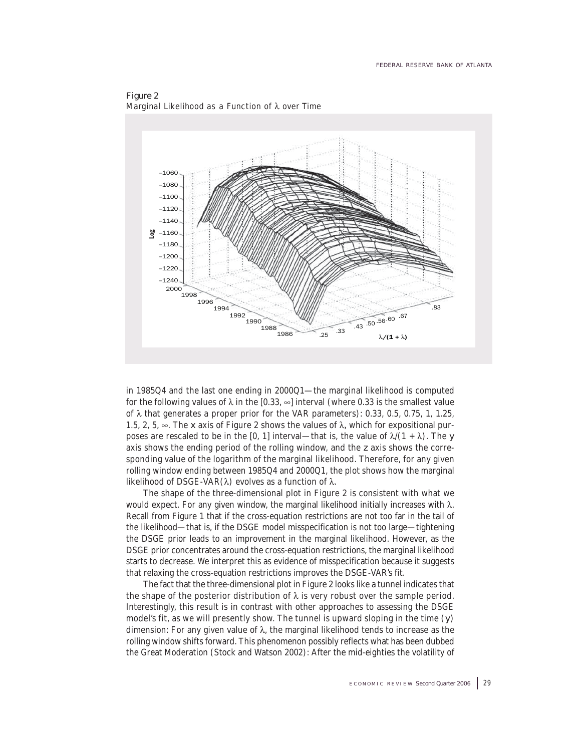Figure 2
Marginal Likelihood as a Function of $\lambda$ over Time

in 1985Q4 and the last one ending in 2000Q1—the marginal likelihood is computed for the following values of $\lambda$ in the [0.33, $\infty$] interval (where 0.33 is the smallest value of $\lambda$ that generates a proper prior for the VAR parameters): 0.33, 0.5, 0.75, 1, 1.25, 1.5, 2, 5, $\infty$. The $x$ axis of Figure 2 shows the values of $\lambda$, which for expositional purposes are rescaled to be in the [0, 1] interval—that is, the value of $\lambda/(1 + \lambda)$. The $y$ axis shows the ending period of the rolling window, and the $z$ axis shows the corresponding value of the logarithm of the marginal likelihood. Therefore, for any given rolling window ending between 1985Q4 and 2000Q1, the plot shows how the marginal likelihood of DSGE-VAR($\lambda$) evolves as a function of $\lambda$.

The shape of the three-dimensional plot in Figure 2 is consistent with what we would expect. For any given window, the marginal likelihood initially increases with $\lambda$. Recall from Figure 1 that if the cross-equation restrictions are not too far in the tail of the likelihood—that is, if the DSGE model misspecification is not too large—tightening the DSGE prior leads to an improvement in the marginal likelihood. However, as the DSGE prior concentrates around the cross-equation restrictions, the marginal likelihood starts to decrease. We interpret this as evidence of misspecification because it suggests that relaxing the cross-equation restrictions improves the DSGE-VAR's fit.

The fact that the three-dimensional plot in Figure 2 looks like a tunnel indicates that the shape of the posterior distribution of $\lambda$ is very robust over the sample period. Interestingly, this result is in contrast with other approaches to assessing the DSGE model's fit, as we will presently show. The tunnel is upward sloping in the time ($y$) dimension: For any given value of $\lambda$, the marginal likelihood tends to increase as the rolling window shifts forward. This phenomenon possibly reflects what has been dubbed the Great Moderation (Stock and Watson 2002): After the mid-eighties the volatility of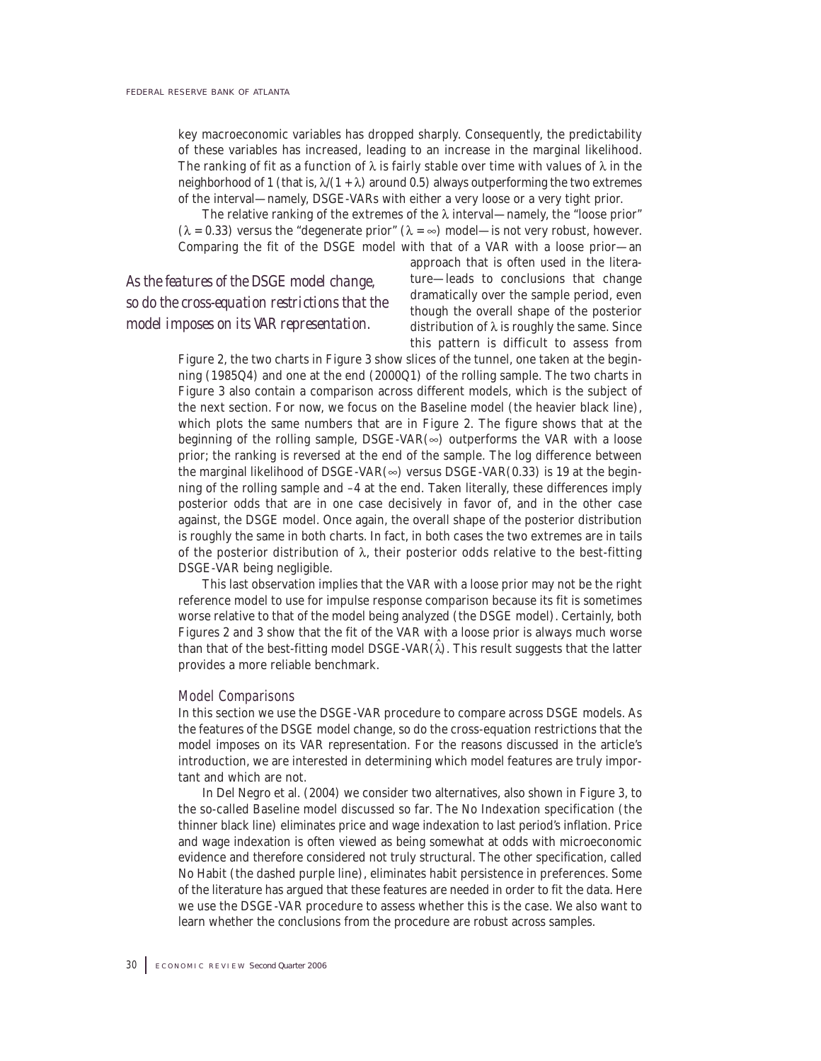key macroeconomic variables has dropped sharply. Consequently, the predictability of these variables has increased, leading to an increase in the marginal likelihood. The ranking of fit as a function of $\lambda$ is fairly stable over time with values of $\lambda$ in the neighborhood of 1 (that is, $\lambda/(1 + \lambda)$ around 0.5) always outperforming the two extremes of the interval—namely, DSGE-VARs with either a very loose or a very tight prior.

The relative ranking of the extremes of the $\lambda$ interval—namely, the "loose prior" ($\lambda = 0.33$) versus the "degenerate prior" ($\lambda = \infty$) model—is not very robust, however. Comparing the fit of the DSGE model with that of a VAR with a loose prior—an approach that is often used in the literature—leads to conclusions that change dramatically over the sample period, even though the overall shape of the posterior distribution of $\lambda$ is roughly the same. Since this pattern is difficult to assess from Figure 2, the two charts in Figure 3 show slices of the tunnel, one taken at the beginning (1985Q4) and one at the end (2000Q1) of the rolling sample. The two charts in Figure 3 also contain a comparison across different models, which is the subject of the next section. For now, we focus on the Baseline model (the heavier black line), which plots the same numbers that are in Figure 2. The figure shows that at the beginning of the rolling sample, DSGE-VAR($\infty$) outperforms the VAR with a loose prior; the ranking is reversed at the end of the sample. The log difference between the marginal likelihood of DSGE-VAR($\infty$) versus DSGE-VAR(0.33) is 19 at the beginning of the rolling sample and –4 at the end. Taken literally, these differences imply posterior odds that are in one case decisively in favor of, and in the other case against, the DSGE model. Once again, the overall shape of the posterior distribution is roughly the same in both charts. In fact, in both cases the two extremes are in tails of the posterior distribution of $\lambda$, their posterior odds relative to the best-fitting DSGE-VAR being negligible.

*As the features of the DSGE model change, so do the cross-equation restrictions that the model imposes on its VAR representation.*

This last observation implies that the VAR with a loose prior may not be the right reference model to use for impulse response comparison because its fit is sometimes worse relative to that of the model being analyzed (the DSGE model). Certainly, both Figures 2 and 3 show that the fit of the VAR with a loose prior is always much worse than that of the best-fitting model DSGE-VAR($\hat{\lambda}$). This result suggests that the latter provides a more reliable benchmark.

### Model Comparisons

In this section we use the DSGE-VAR procedure to compare across DSGE models. As the features of the DSGE model change, so do the cross-equation restrictions that the model imposes on its VAR representation. For the reasons discussed in the article's introduction, we are interested in determining which model features are truly important and which are not.

In Del Negro et al. (2004) we consider two alternatives, also shown in Figure 3, to the so-called Baseline model discussed so far. The No Indexation specification (the thinner black line) eliminates price and wage indexation to last period's inflation. Price and wage indexation is often viewed as being somewhat at odds with microeconomic evidence and therefore considered not truly structural. The other specification, called No Habit (the dashed purple line), eliminates habit persistence in preferences. Some of the literature has argued that these features are needed in order to fit the data. Here we use the DSGE-VAR procedure to assess whether this is the case. We also want to learn whether the conclusions from the procedure are robust across samples.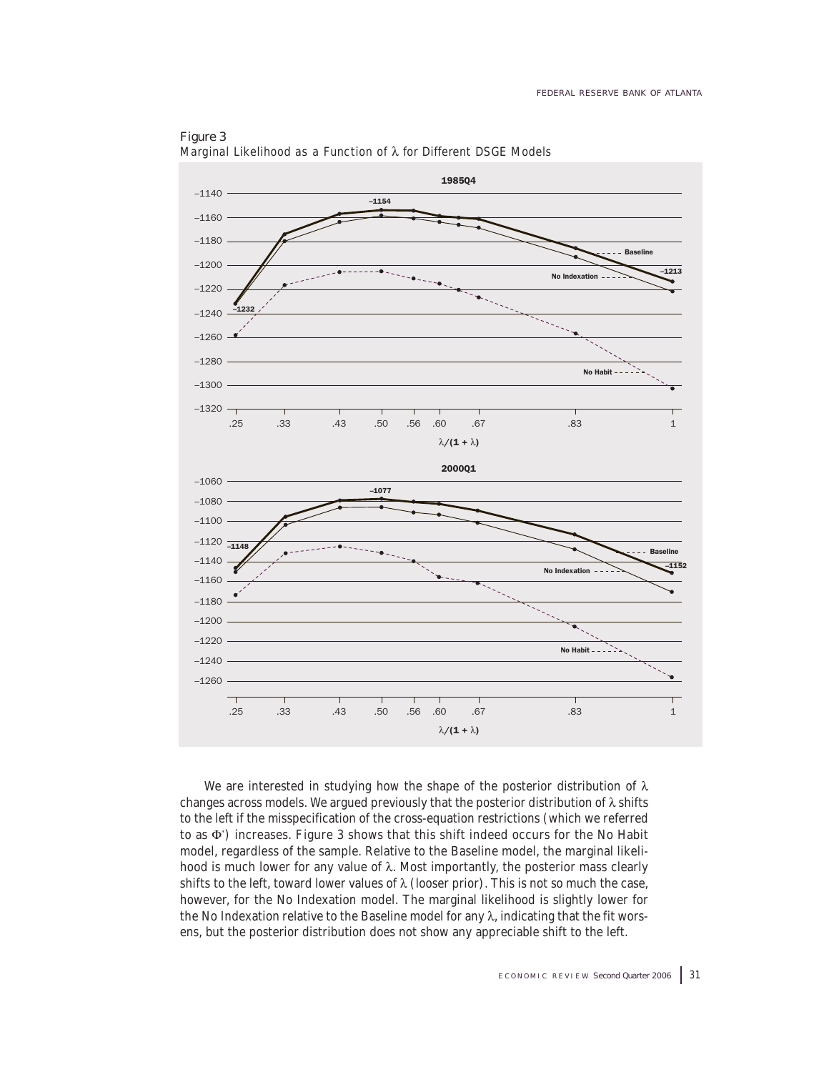Figure 3
Marginal Likelihood as a Function of λ for Different DSGE Models

We are interested in studying how the shape of the posterior distribution of $\lambda$ changes across models. We argued previously that the posterior distribution of $\lambda$ shifts to the left if the misspecification of the cross-equation restrictions (which we referred to as $\Phi^*$) increases. Figure 3 shows that this shift indeed occurs for the No Habit model, regardless of the sample. Relative to the Baseline model, the marginal likelihood is much lower for any value of $\lambda$. Most importantly, the posterior mass clearly shifts to the left, toward lower values of $\lambda$ (looser prior). This is not so much the case, however, for the No Indexation model. The marginal likelihood is slightly lower for the No Indexation relative to the Baseline model for any $\lambda$, indicating that the fit worsens, but the posterior distribution does not show any appreciable shift to the left.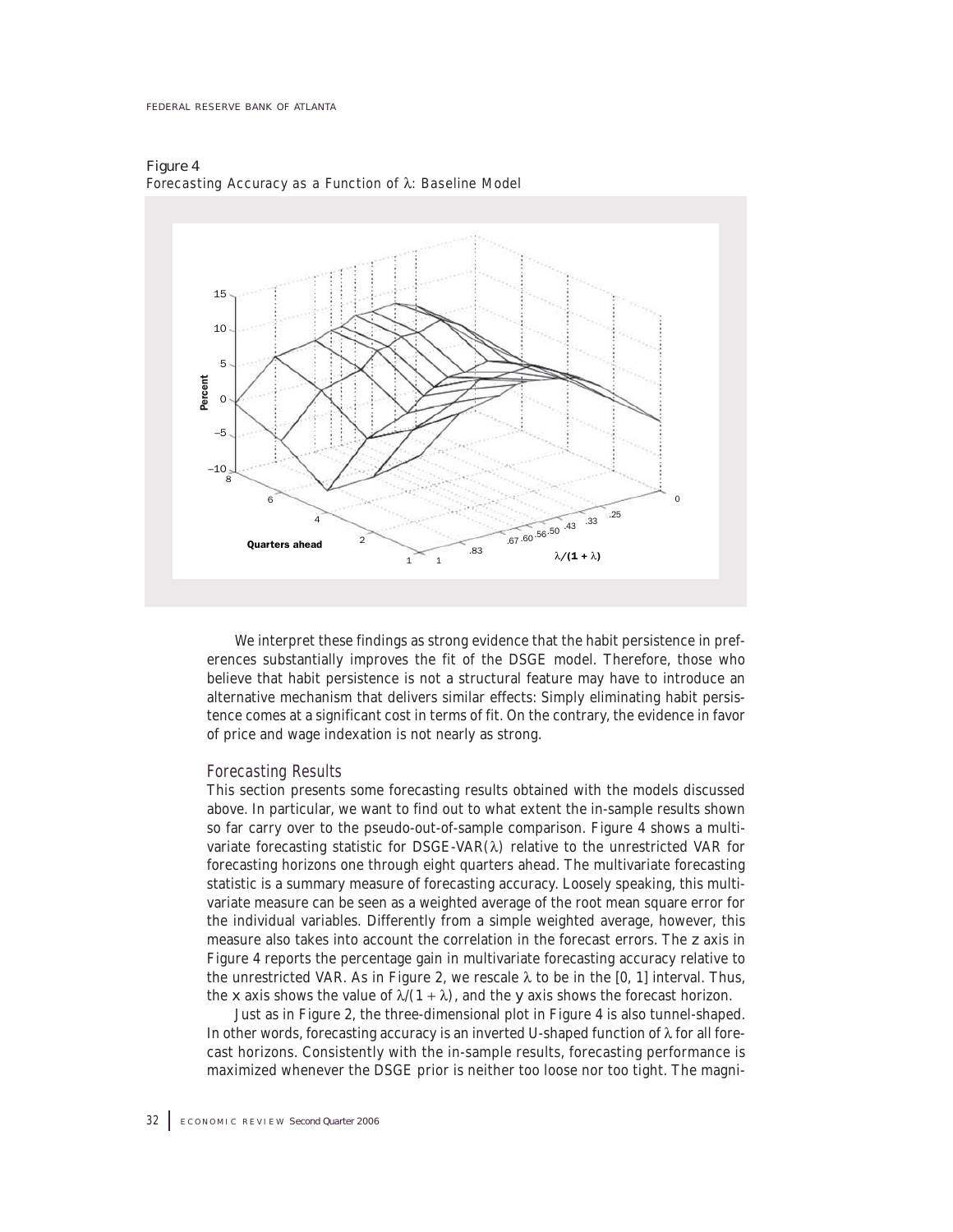Figure 4
Forecasting Accuracy as a Function of λ: Baseline Model

We interpret these findings as strong evidence that the habit persistence in preferences substantially improves the fit of the DSGE model. Therefore, those who believe that habit persistence is not a structural feature may have to introduce an alternative mechanism that delivers similar effects: Simply eliminating habit persistence comes at a significant cost in terms of fit. On the contrary, the evidence in favor of price and wage indexation is not nearly as strong.

## Forecasting Results

This section presents some forecasting results obtained with the models discussed above. In particular, we want to find out to what extent the in-sample results shown so far carry over to the pseudo-out-of-sample comparison. Figure 4 shows a multivariate forecasting statistic for DSGE-VAR($\lambda$) relative to the unrestricted VAR for forecasting horizons one through eight quarters ahead. The multivariate forecasting statistic is a summary measure of forecasting accuracy. Loosely speaking, this multivariate measure can be seen as a weighted average of the root mean square error for the individual variables. Differently from a simple weighted average, however, this measure also takes into account the correlation in the forecast errors. The *z* axis in Figure 4 reports the percentage gain in multivariate forecasting accuracy relative to the unrestricted VAR. As in Figure 2, we rescale $\lambda$ to be in the [0, 1] interval. Thus, the *x* axis shows the value of $\lambda/(1 + \lambda)$, and the *y* axis shows the forecast horizon.

Just as in Figure 2, the three-dimensional plot in Figure 4 is also tunnel-shaped. In other words, forecasting accuracy is an inverted U-shaped function of $\lambda$ for all forecast horizons. Consistently with the in-sample results, forecasting performance is maximized whenever the DSGE prior is neither too loose nor too tight. The magni-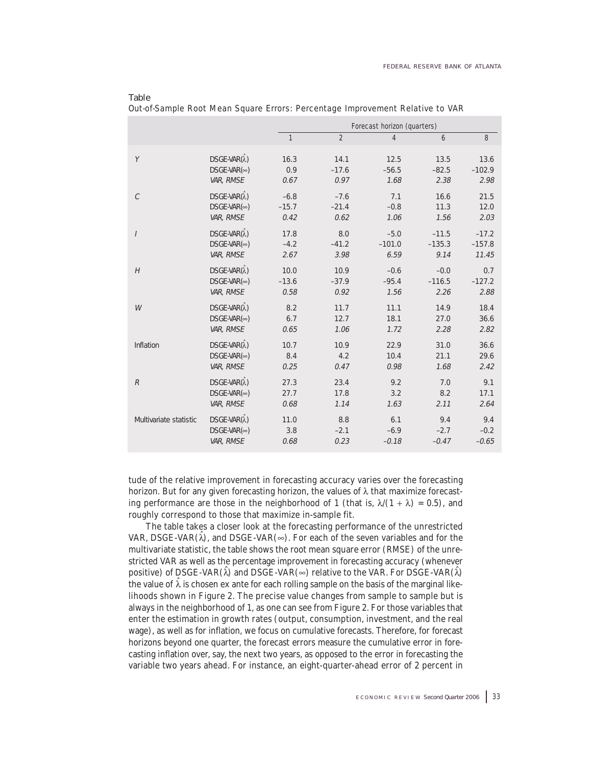Table
Out-of-Sample Root Mean Square Errors: Percentage Improvement Relative to VAR

| | | Forecast horizon (quarters) | | | | |
|---|---|---|---|---|---|---|
| | | 1 | 2 | 4 | 6 | 8 |
| $Y$ | DSGE-VAR($\hat{\lambda}$) | 16.3 | 14.1 | 12.5 | 13.5 | 13.6 |
| | DSGE-VAR($\infty$) | 0.9 | −17.6 | −56.5 | −82.5 | −102.9 |
| | *VAR, RMSE* | *0.67* | *0.97* | *1.68* | *2.38* | *2.98* |
| $C$ | DSGE-VAR($\hat{\lambda}$) | −6.8 | −7.6 | 7.1 | 16.6 | 21.5 |
| | DSGE-VAR($\infty$) | −15.7 | −21.4 | −0.8 | 11.3 | 12.0 |
| | *VAR, RMSE* | *0.42* | *0.62* | *1.06* | *1.56* | *2.03* |
| $I$ | DSGE-VAR($\hat{\lambda}$) | 17.8 | 8.0 | −5.0 | −11.5 | −17.2 |
| | DSGE-VAR($\infty$) | −4.2 | −41.2 | −101.0 | −135.3 | −157.8 |
| | *VAR, RMSE* | *2.67* | *3.98* | *6.59* | *9.14* | *11.45* |
| $H$ | DSGE-VAR($\hat{\lambda}$) | 10.0 | 10.9 | −0.6 | −0.0 | 0.7 |
| | DSGE-VAR($\infty$) | −13.6 | −37.9 | −95.4 | −116.5 | −127.2 |
| | *VAR, RMSE* | *0.58* | *0.92* | *1.56* | *2.26* | *2.88* |
| $W$ | DSGE-VAR($\hat{\lambda}$) | 8.2 | 11.7 | 11.1 | 14.9 | 18.4 |
| | DSGE-VAR($\infty$) | 6.7 | 12.7 | 18.1 | 27.0 | 36.6 |
| | *VAR, RMSE* | *0.65* | *1.06* | *1.72* | *2.28* | *2.82* |
| Inflation | DSGE-VAR($\hat{\lambda}$) | 10.7 | 10.9 | 22.9 | 31.0 | 36.6 |
| | DSGE-VAR($\infty$) | 8.4 | 4.2 | 10.4 | 21.1 | 29.6 |
| | *VAR, RMSE* | *0.25* | *0.47* | *0.98* | *1.68* | *2.42* |
| $R$ | DSGE-VAR($\hat{\lambda}$) | 27.3 | 23.4 | 9.2 | 7.0 | 9.1 |
| | DSGE-VAR($\infty$) | 27.7 | 17.8 | 3.2 | 8.2 | 17.1 |
| | *VAR, RMSE* | *0.68* | *1.14* | *1.63* | *2.11* | *2.64* |
| Multivariate statistic | DSGE-VAR($\hat{\lambda}$) | 11.0 | 8.8 | 6.1 | 9.4 | 9.4 |
| | DSGE-VAR($\infty$) | 3.8 | −2.1 | −6.9 | −2.7 | −0.2 |
| | *VAR, RMSE* | *0.68* | *0.23* | *−0.18* | *−0.47* | *−0.65* |

tude of the relative improvement in forecasting accuracy varies over the forecasting horizon. But for any given forecasting horizon, the values of $\lambda$ that maximize forecasting performance are those in the neighborhood of 1 (that is, $\lambda/(1 + \lambda) = 0.5$), and roughly correspond to those that maximize in-sample fit.

The table takes a closer look at the forecasting performance of the unrestricted VAR, DSGE-VAR($\hat{\lambda}$), and DSGE-VAR($\infty$). For each of the seven variables and for the multivariate statistic, the table shows the root mean square error (RMSE) of the unrestricted VAR as well as the percentage improvement in forecasting accuracy (whenever positive) of DSGE-VAR($\hat{\lambda}$) and DSGE-VAR($\infty$) relative to the VAR. For DSGE-VAR($\hat{\lambda}$) the value of $\hat{\lambda}$ is chosen ex ante for each rolling sample on the basis of the marginal likelihoods shown in Figure 2. The precise value changes from sample to sample but is always in the neighborhood of 1, as one can see from Figure 2. For those variables that enter the estimation in growth rates (output, consumption, investment, and the real wage), as well as for inflation, we focus on cumulative forecasts. Therefore, for forecast horizons beyond one quarter, the forecast errors measure the cumulative error in forecasting inflation over, say, the next two years, as opposed to the error in forecasting the variable two years ahead. For instance, an eight-quarter-ahead error of 2 percent in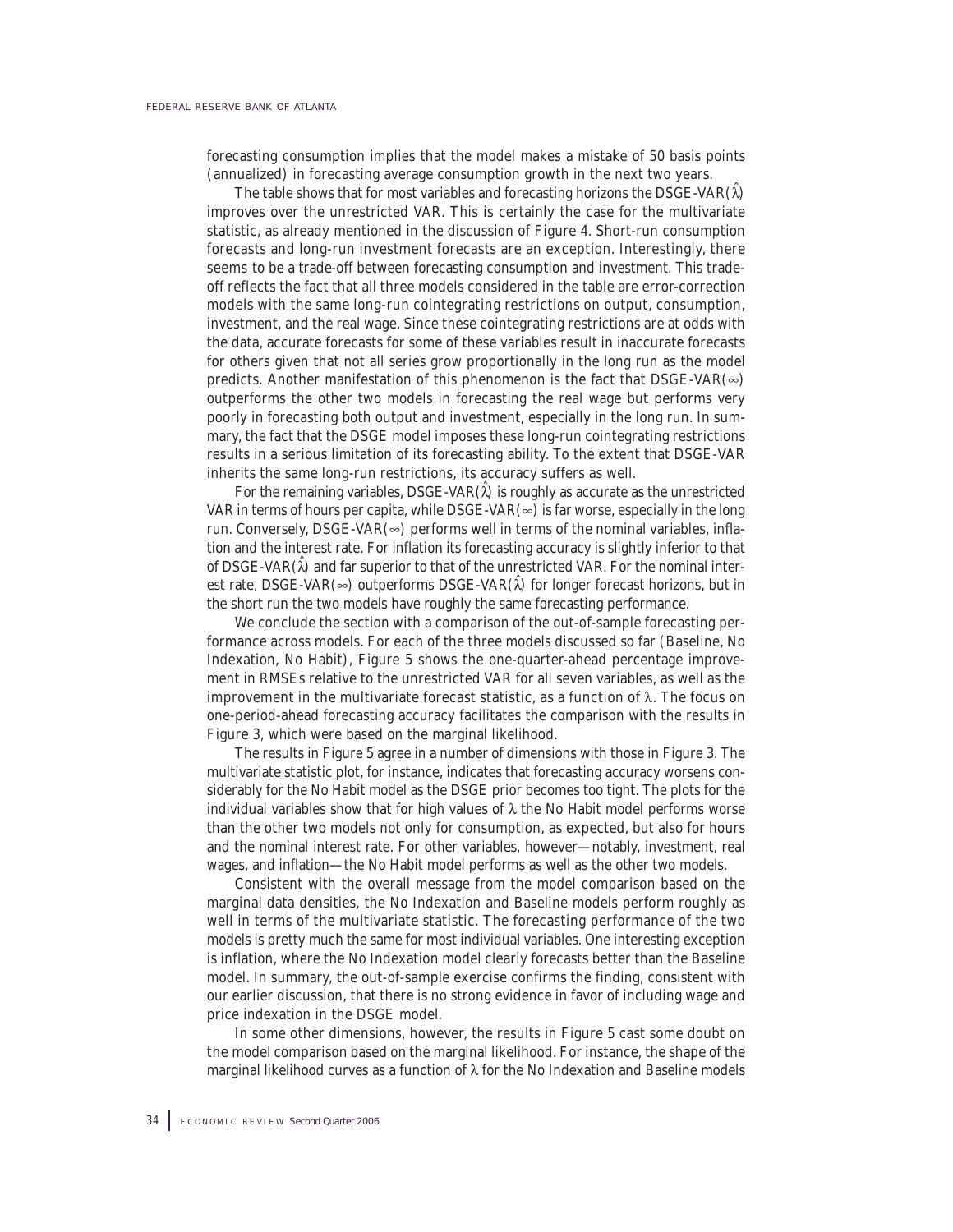forecasting consumption implies that the model makes a mistake of 50 basis points (annualized) in forecasting average consumption growth in the next two years.

The table shows that for most variables and forecasting horizons the DSGE-VAR($\hat{\lambda}$) improves over the unrestricted VAR. This is certainly the case for the multivariate statistic, as already mentioned in the discussion of Figure 4. Short-run consumption forecasts and long-run investment forecasts are an exception. Interestingly, there seems to be a trade-off between forecasting consumption and investment. This trade-off reflects the fact that all three models considered in the table are error-correction models with the same long-run cointegrating restrictions on output, consumption, investment, and the real wage. Since these cointegrating restrictions are at odds with the data, accurate forecasts for some of these variables result in inaccurate forecasts for others given that not all series grow proportionally in the long run as the model predicts. Another manifestation of this phenomenon is the fact that DSGE-VAR($\infty$) outperforms the other two models in forecasting the real wage but performs very poorly in forecasting both output and investment, especially in the long run. In summary, the fact that the DSGE model imposes these long-run cointegrating restrictions results in a serious limitation of its forecasting ability. To the extent that DSGE-VAR inherits the same long-run restrictions, its accuracy suffers as well.

For the remaining variables, DSGE-VAR($\hat{\lambda}$) is roughly as accurate as the unrestricted VAR in terms of hours per capita, while DSGE-VAR($\infty$) is far worse, especially in the long run. Conversely, DSGE-VAR($\infty$) performs well in terms of the nominal variables, inflation and the interest rate. For inflation its forecasting accuracy is slightly inferior to that of DSGE-VAR($\hat{\lambda}$) and far superior to that of the unrestricted VAR. For the nominal interest rate, DSGE-VAR($\infty$) outperforms DSGE-VAR($\hat{\lambda}$) for longer forecast horizons, but in the short run the two models have roughly the same forecasting performance.

We conclude the section with a comparison of the out-of-sample forecasting performance across models. For each of the three models discussed so far (Baseline, No Indexation, No Habit), Figure 5 shows the one-quarter-ahead percentage improvement in RMSEs relative to the unrestricted VAR for all seven variables, as well as the improvement in the multivariate forecast statistic, as a function of $\lambda$. The focus on one-period-ahead forecasting accuracy facilitates the comparison with the results in Figure 3, which were based on the marginal likelihood.

The results in Figure 5 agree in a number of dimensions with those in Figure 3. The multivariate statistic plot, for instance, indicates that forecasting accuracy worsens considerably for the No Habit model as the DSGE prior becomes too tight. The plots for the individual variables show that for high values of $\lambda$ the No Habit model performs worse than the other two models not only for consumption, as expected, but also for hours and the nominal interest rate. For other variables, however—notably, investment, real wages, and inflation—the No Habit model performs as well as the other two models.

Consistent with the overall message from the model comparison based on the marginal data densities, the No Indexation and Baseline models perform roughly as well in terms of the multivariate statistic. The forecasting performance of the two models is pretty much the same for most individual variables. One interesting exception is inflation, where the No Indexation model clearly forecasts better than the Baseline model. In summary, the out-of-sample exercise confirms the finding, consistent with our earlier discussion, that there is no strong evidence in favor of including wage and price indexation in the DSGE model.

In some other dimensions, however, the results in Figure 5 cast some doubt on the model comparison based on the marginal likelihood. For instance, the shape of the marginal likelihood curves as a function of $\lambda$ for the No Indexation and Baseline models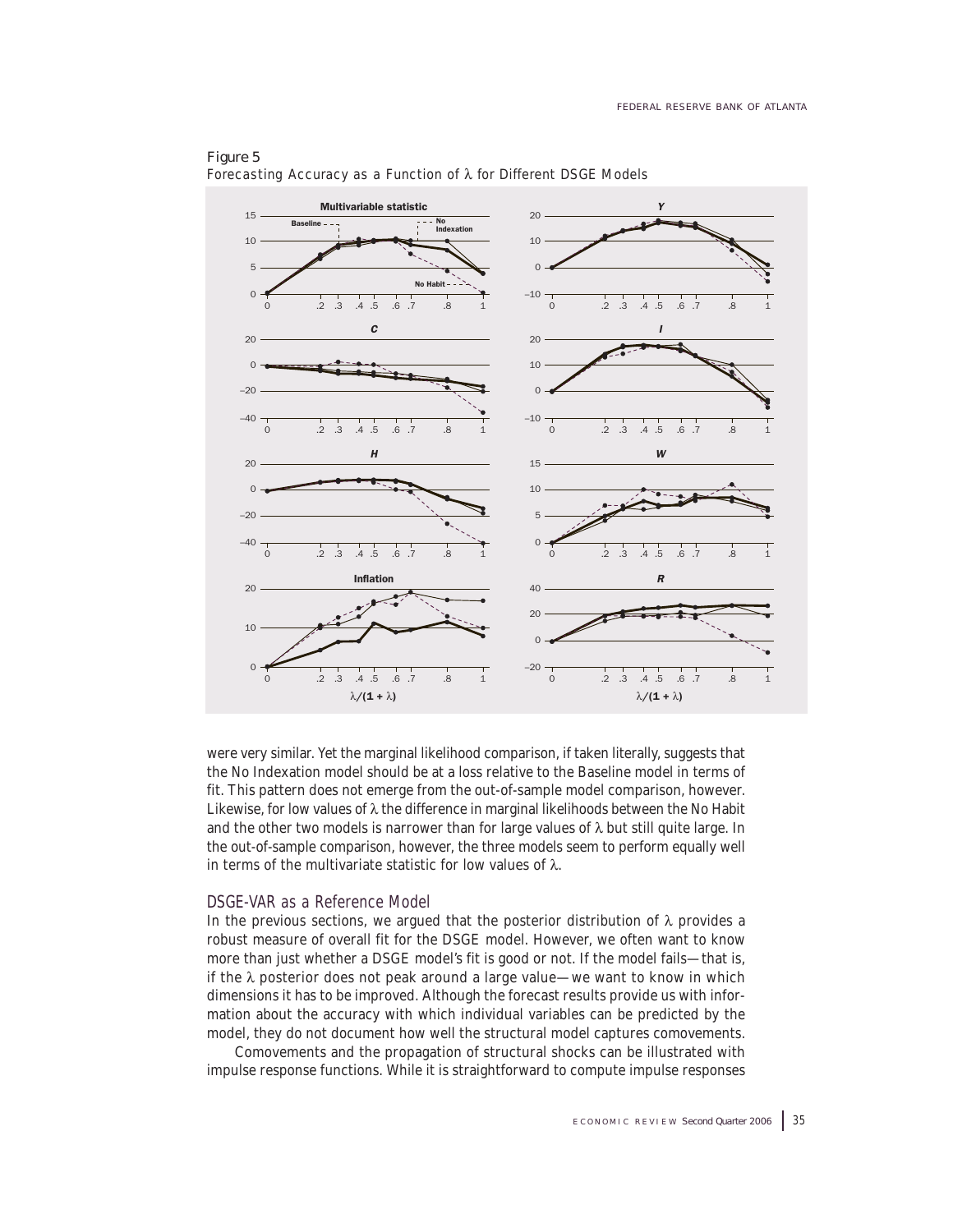Figure 5
Forecasting Accuracy as a Function of $\lambda$ for Different DSGE Models

were very similar. Yet the marginal likelihood comparison, if taken literally, suggests that the No Indexation model should be at a loss relative to the Baseline model in terms of fit. This pattern does not emerge from the out-of-sample model comparison, however. Likewise, for low values of $\lambda$ the difference in marginal likelihoods between the No Habit and the other two models is narrower than for large values of $\lambda$ but still quite large. In the out-of-sample comparison, however, the three models seem to perform equally well in terms of the multivariate statistic for low values of $\lambda$.

## DSGE-VAR as a Reference Model

In the previous sections, we argued that the posterior distribution of $\lambda$ provides a robust measure of overall fit for the DSGE model. However, we often want to know more than just whether a DSGE model's fit is good or not. If the model fails—that is, if the $\lambda$ posterior does not peak around a large value—we want to know in which dimensions it has to be improved. Although the forecast results provide us with information about the accuracy with which individual variables can be predicted by the model, they do not document how well the structural model captures comovements.

Comovements and the propagation of structural shocks can be illustrated with impulse response functions. While it is straightforward to compute impulse responses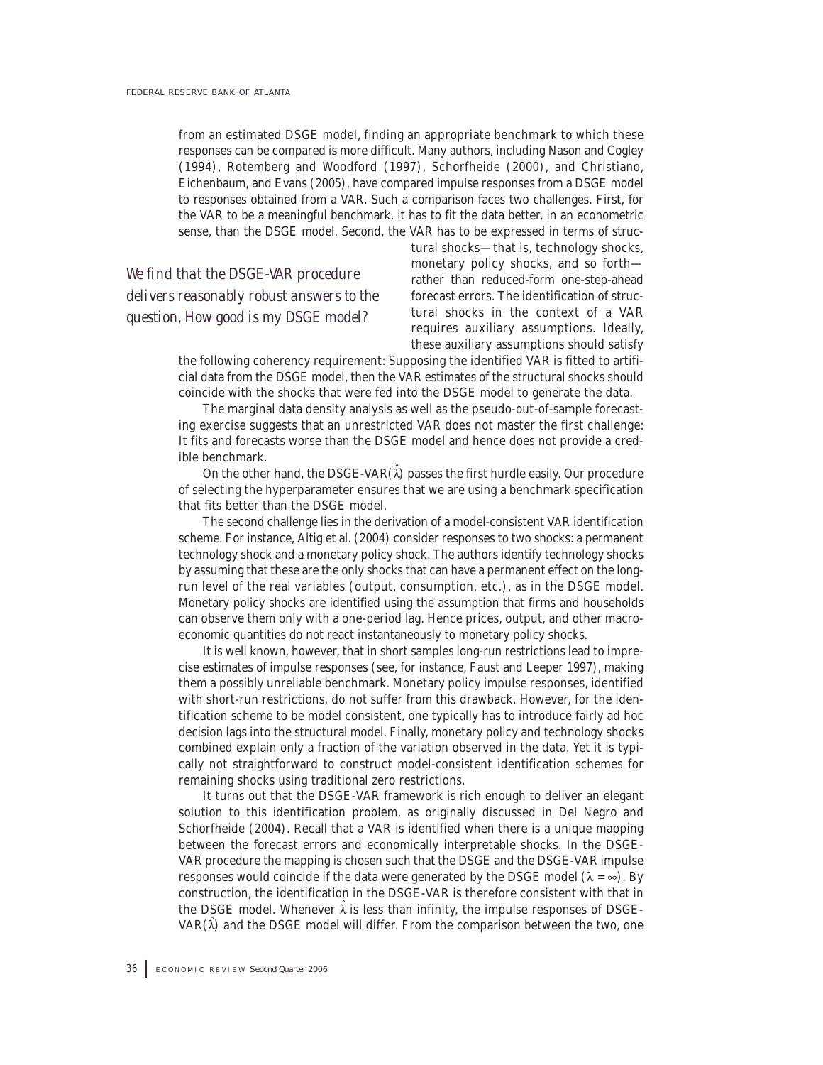from an estimated DSGE model, finding an appropriate benchmark to which these responses can be compared is more difficult. Many authors, including Nason and Cogley (1994), Rotemberg and Woodford (1997), Schorfheide (2000), and Christiano, Eichenbaum, and Evans (2005), have compared impulse responses from a DSGE model to responses obtained from a VAR. Such a comparison faces two challenges. First, for the VAR to be a meaningful benchmark, it has to fit the data better, in an econometric sense, than the DSGE model. Second, the VAR has to be expressed in terms of structural shocks—that is, technology shocks, monetary policy shocks, and so forth—rather than reduced-form one-step-ahead forecast errors. The identification of structural shocks in the context of a VAR requires auxiliary assumptions. Ideally, these auxiliary assumptions should satisfy the following coherency requirement: Supposing the identified VAR is fitted to artificial data from the DSGE model, then the VAR estimates of the structural shocks should coincide with the shocks that were fed into the DSGE model to generate the data.

*We find that the DSGE-VAR procedure delivers reasonably robust answers to the question, How good is my DSGE model?*

The marginal data density analysis as well as the pseudo-out-of-sample forecasting exercise suggests that an unrestricted VAR does not master the first challenge: It fits and forecasts worse than the DSGE model and hence does not provide a credible benchmark.

On the other hand, the DSGE-VAR($\hat{\lambda}$) passes the first hurdle easily. Our procedure of selecting the hyperparameter ensures that we are using a benchmark specification that fits better than the DSGE model.

The second challenge lies in the derivation of a model-consistent VAR identification scheme. For instance, Altig et al. (2004) consider responses to two shocks: a permanent technology shock and a monetary policy shock. The authors identify technology shocks by assuming that these are the only shocks that can have a permanent effect on the long-run level of the real variables (output, consumption, etc.), as in the DSGE model. Monetary policy shocks are identified using the assumption that firms and households can observe them only with a one-period lag. Hence prices, output, and other macroeconomic quantities do not react instantaneously to monetary policy shocks.

It is well known, however, that in short samples long-run restrictions lead to imprecise estimates of impulse responses (see, for instance, Faust and Leeper 1997), making them a possibly unreliable benchmark. Monetary policy impulse responses, identified with short-run restrictions, do not suffer from this drawback. However, for the identification scheme to be model consistent, one typically has to introduce fairly ad hoc decision lags into the structural model. Finally, monetary policy and technology shocks combined explain only a fraction of the variation observed in the data. Yet it is typically not straightforward to construct model-consistent identification schemes for remaining shocks using traditional zero restrictions.

It turns out that the DSGE-VAR framework is rich enough to deliver an elegant solution to this identification problem, as originally discussed in Del Negro and Schorfheide (2004). Recall that a VAR is identified when there is a unique mapping between the forecast errors and economically interpretable shocks. In the DSGE-VAR procedure the mapping is chosen such that the DSGE and the DSGE-VAR impulse responses would coincide if the data were generated by the DSGE model ($\lambda = \infty$). By construction, the identification in the DSGE-VAR is therefore consistent with that in the DSGE model. Whenever $\hat{\lambda}$ is less than infinity, the impulse responses of DSGE-VAR($\hat{\lambda}$) and the DSGE model will differ. From the comparison between the two, one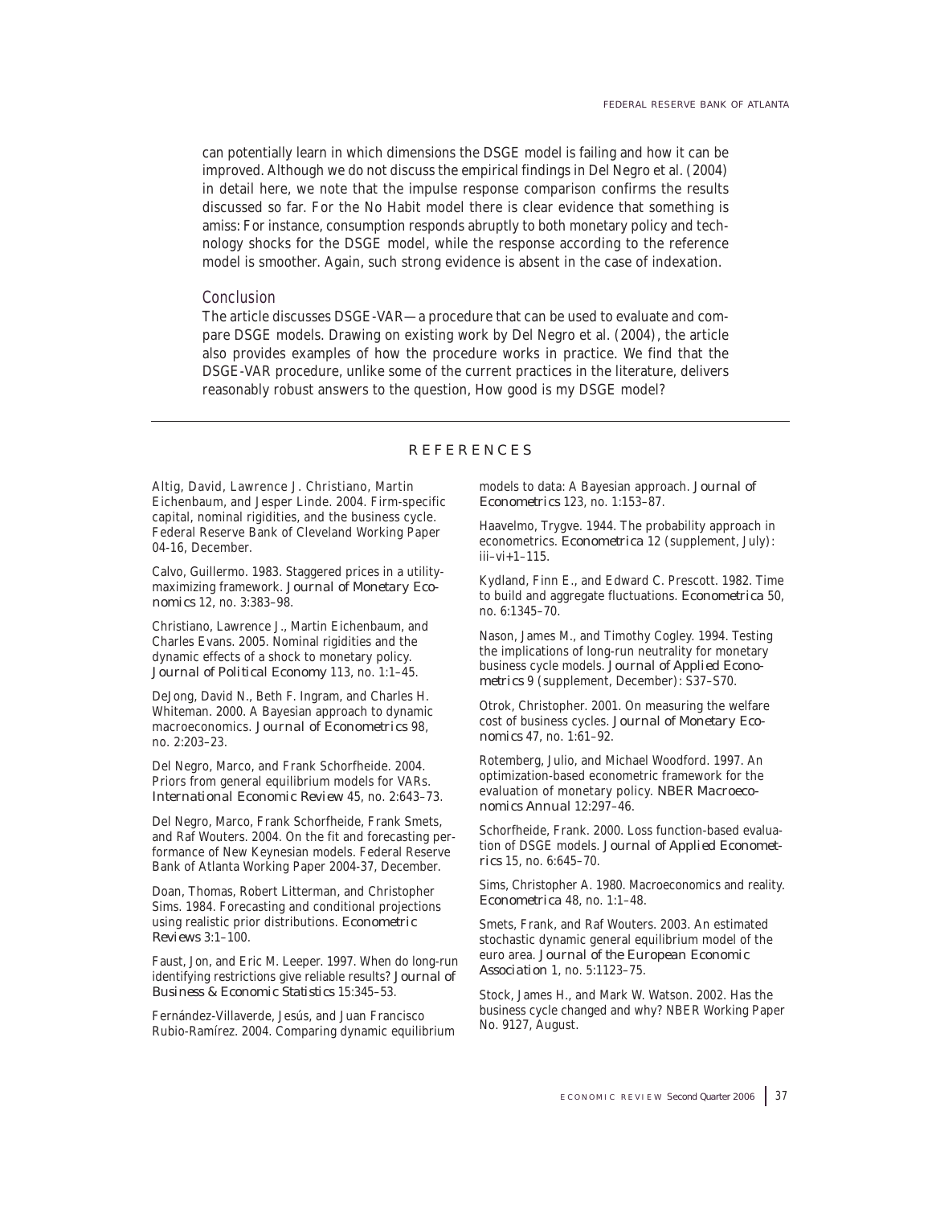can potentially learn in which dimensions the DSGE model is failing and how it can be improved. Although we do not discuss the empirical findings in Del Negro et al. (2004) in detail here, we note that the impulse response comparison confirms the results discussed so far. For the No Habit model there is clear evidence that something is amiss: For instance, consumption responds abruptly to both monetary policy and technology shocks for the DSGE model, while the response according to the reference model is smoother. Again, such strong evidence is absent in the case of indexation.

## Conclusion

The article discusses DSGE-VAR—a procedure that can be used to evaluate and compare DSGE models. Drawing on existing work by Del Negro et al. (2004), the article also provides examples of how the procedure works in practice. We find that the DSGE-VAR procedure, unlike some of the current practices in the literature, delivers reasonably robust answers to the question, How good is my DSGE model?

## REFERENCES

Altig, David, Lawrence J. Christiano, Martin Eichenbaum, and Jesper Linde. 2004. Firm-specific capital, nominal rigidities, and the business cycle. Federal Reserve Bank of Cleveland Working Paper 04-16, December.

Calvo, Guillermo. 1983. Staggered prices in a utility-maximizing framework. *Journal of Monetary Economics* 12, no. 3:383–98.

Christiano, Lawrence J., Martin Eichenbaum, and Charles Evans. 2005. Nominal rigidities and the dynamic effects of a shock to monetary policy. *Journal of Political Economy* 113, no. 1:1–45.

DeJong, David N., Beth F. Ingram, and Charles H. Whiteman. 2000. A Bayesian approach to dynamic macroeconomics. *Journal of Econometrics* 98, no. 2:203–23.

Del Negro, Marco, and Frank Schorfheide. 2004. Priors from general equilibrium models for VARs. *International Economic Review* 45, no. 2:643–73.

Del Negro, Marco, Frank Schorfheide, Frank Smets, and Raf Wouters. 2004. On the fit and forecasting performance of New Keynesian models. Federal Reserve Bank of Atlanta Working Paper 2004-37, December.

Doan, Thomas, Robert Litterman, and Christopher Sims. 1984. Forecasting and conditional projections using realistic prior distributions. *Econometric Reviews* 3:1–100.

Faust, Jon, and Eric M. Leeper. 1997. When do long-run identifying restrictions give reliable results? *Journal of Business & Economic Statistics* 15:345–53.

Fernández-Villaverde, Jesús, and Juan Francisco Rubio-Ramírez. 2004. Comparing dynamic equilibrium models to data: A Bayesian approach. *Journal of Econometrics* 123, no. 1:153–87.

Haavelmo, Trygve. 1944. The probability approach in econometrics. *Econometrica* 12 (supplement, July): iii–vi+1–115.

Kydland, Finn E., and Edward C. Prescott. 1982. Time to build and aggregate fluctuations. *Econometrica* 50, no. 6:1345–70.

Nason, James M., and Timothy Cogley. 1994. Testing the implications of long-run neutrality for monetary business cycle models. *Journal of Applied Econometrics* 9 (supplement, December): S37–S70.

Otrok, Christopher. 2001. On measuring the welfare cost of business cycles. *Journal of Monetary Economics* 47, no. 1:61–92.

Rotemberg, Julio, and Michael Woodford. 1997. An optimization-based econometric framework for the evaluation of monetary policy. *NBER Macroeconomics Annual* 12:297–46.

Schorfheide, Frank. 2000. Loss function-based evaluation of DSGE models. *Journal of Applied Econometrics* 15, no. 6:645–70.

Sims, Christopher A. 1980. Macroeconomics and reality. *Econometrica* 48, no. 1:1–48.

Smets, Frank, and Raf Wouters. 2003. An estimated stochastic dynamic general equilibrium model of the euro area. *Journal of the European Economic Association* 1, no. 5:1123–75.

Stock, James H., and Mark W. Watson. 2002. Has the business cycle changed and why? NBER Working Paper No. 9127, August.